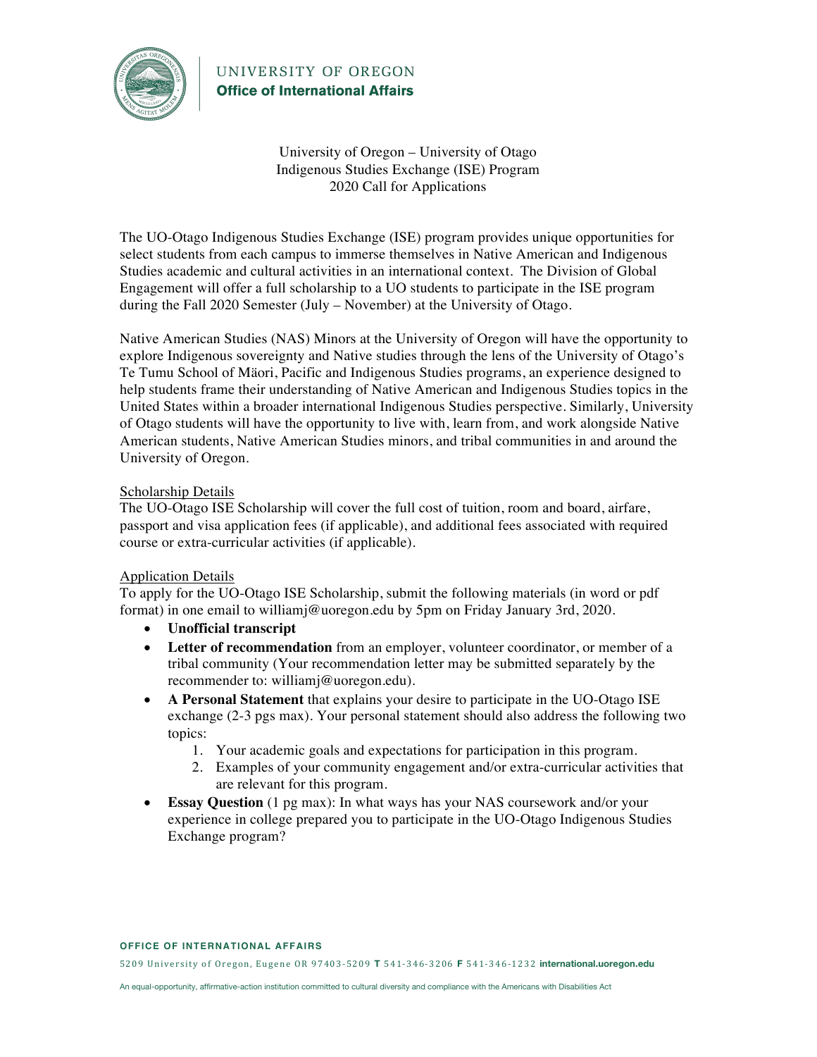UNIVERSITY OF OREGON
**Office of International Affairs**

University of Oregon – University of Otago
Indigenous Studies Exchange (ISE) Program
2020 Call for Applications

The UO-Otago Indigenous Studies Exchange (ISE) program provides unique opportunities for select students from each campus to immerse themselves in Native American and Indigenous Studies academic and cultural activities in an international context. The Division of Global Engagement will offer a full scholarship to a UO students to participate in the ISE program during the Fall 2020 Semester (July – November) at the University of Otago.

Native American Studies (NAS) Minors at the University of Oregon will have the opportunity to explore Indigenous sovereignty and Native studies through the lens of the University of Otago's Te Tumu School of Mäori, Pacific and Indigenous Studies programs, an experience designed to help students frame their understanding of Native American and Indigenous Studies topics in the United States within a broader international Indigenous Studies perspective. Similarly, University of Otago students will have the opportunity to live with, learn from, and work alongside Native American students, Native American Studies minors, and tribal communities in and around the University of Oregon.

<u>Scholarship Details</u>
The UO-Otago ISE Scholarship will cover the full cost of tuition, room and board, airfare, passport and visa application fees (if applicable), and additional fees associated with required course or extra-curricular activities (if applicable).

<u>Application Details</u>
To apply for the UO-Otago ISE Scholarship, submit the following materials (in word or pdf format) in one email to williamj@uoregon.edu by 5pm on Friday January 3rd, 2020.

- **Unofficial transcript**
- **Letter of recommendation** from an employer, volunteer coordinator, or member of a tribal community (Your recommendation letter may be submitted separately by the recommender to: williamj@uoregon.edu).
- **A Personal Statement** that explains your desire to participate in the UO-Otago ISE exchange (2-3 pgs max). Your personal statement should also address the following two topics:
    1. Your academic goals and expectations for participation in this program.
    2. Examples of your community engagement and/or extra-curricular activities that are relevant for this program.
- **Essay Question** (1 pg max): In what ways has your NAS coursework and/or your experience in college prepared you to participate in the UO-Otago Indigenous Studies Exchange program?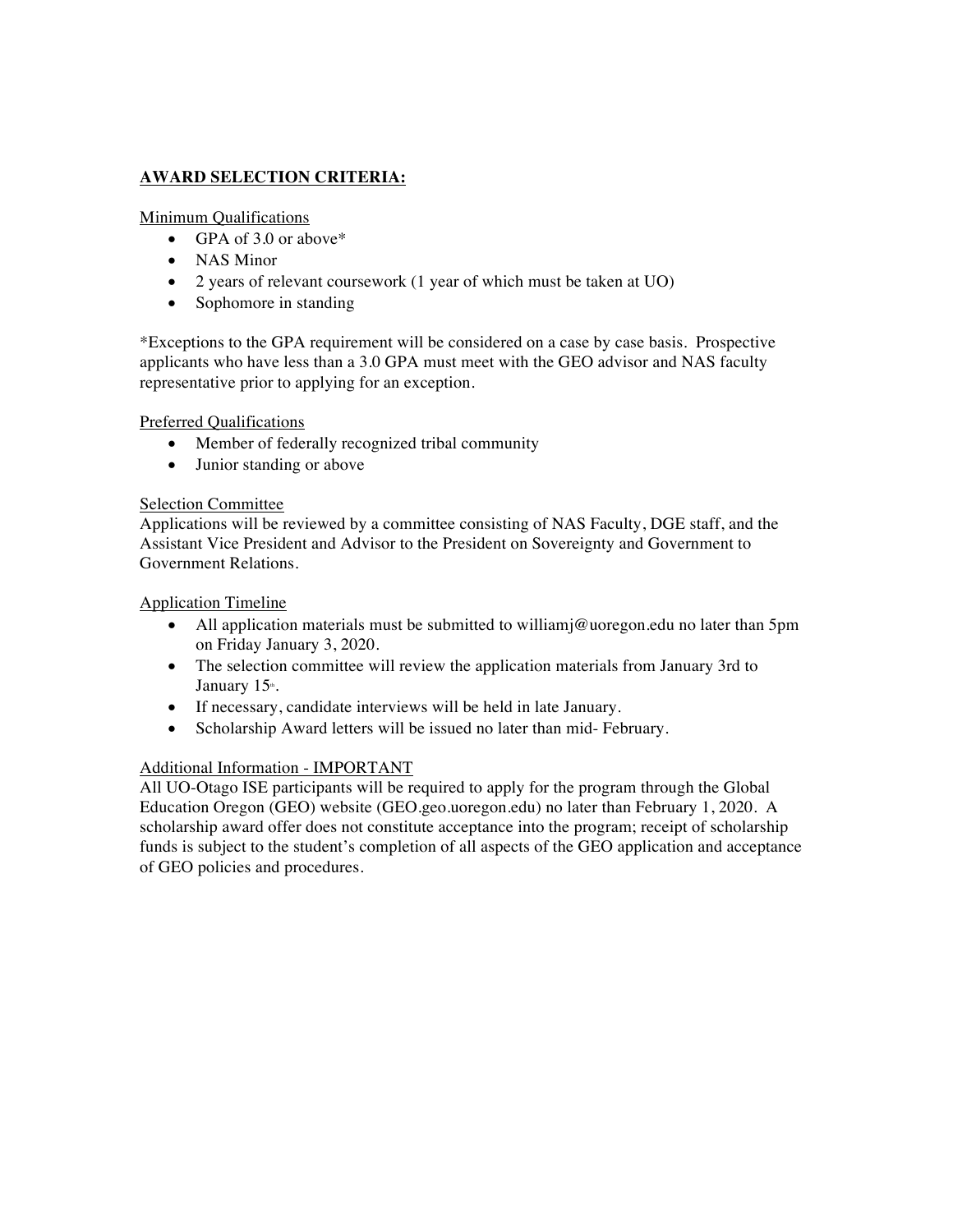**AWARD SELECTION CRITERIA:**

Minimum Qualifications

- GPA of 3.0 or above*
- NAS Minor
- 2 years of relevant coursework (1 year of which must be taken at UO)
- Sophomore in standing

*Exceptions to the GPA requirement will be considered on a case by case basis. Prospective applicants who have less than a 3.0 GPA must meet with the GEO advisor and NAS faculty representative prior to applying for an exception.

Preferred Qualifications

- Member of federally recognized tribal community
- Junior standing or above

Selection Committee

Applications will be reviewed by a committee consisting of NAS Faculty, DGE staff, and the Assistant Vice President and Advisor to the President on Sovereignty and Government to Government Relations.

Application Timeline

- All application materials must be submitted to williamj@uoregon.edu no later than 5pm on Friday January 3, 2020.
- The selection committee will review the application materials from January 3rd to January 15th.
- If necessary, candidate interviews will be held in late January.
- Scholarship Award letters will be issued no later than mid- February.

Additional Information - IMPORTANT

All UO-Otago ISE participants will be required to apply for the program through the Global Education Oregon (GEO) website (GEO.geo.uoregon.edu) no later than February 1, 2020. A scholarship award offer does not constitute acceptance into the program; receipt of scholarship funds is subject to the student's completion of all aspects of the GEO application and acceptance of GEO policies and procedures.